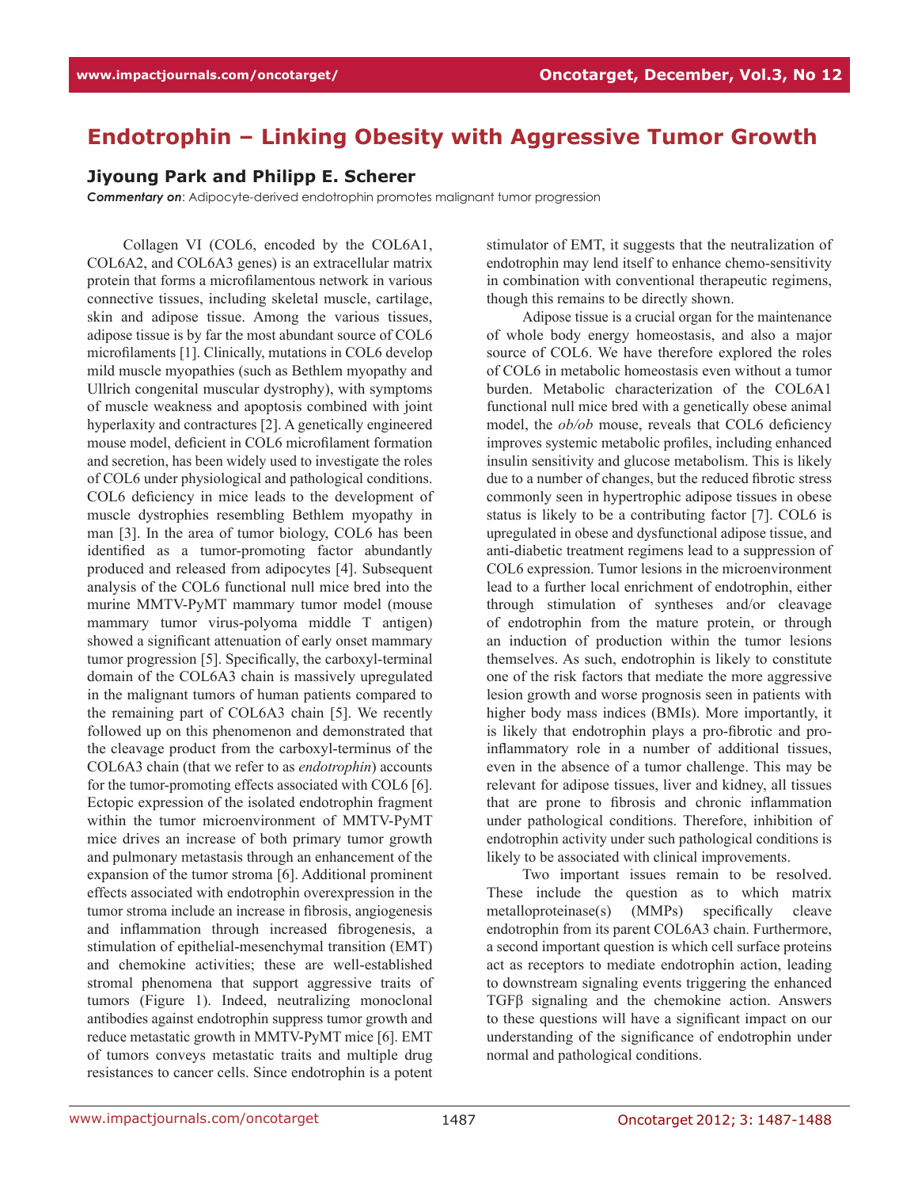# Endotrophin – Linking Obesity with Aggressive Tumor Growth

## Jiyoung Park and Philipp E. Scherer

***Commentary on***: Adipocyte-derived endotrophin promotes malignant tumor progression

Collagen VI (COL6, encoded by the COL6A1, COL6A2, and COL6A3 genes) is an extracellular matrix protein that forms a microfilamentous network in various connective tissues, including skeletal muscle, cartilage, skin and adipose tissue. Among the various tissues, adipose tissue is by far the most abundant source of COL6 microfilaments [1]. Clinically, mutations in COL6 develop mild muscle myopathies (such as Bethlem myopathy and Ullrich congenital muscular dystrophy), with symptoms of muscle weakness and apoptosis combined with joint hyperlaxity and contractures [2]. A genetically engineered mouse model, deficient in COL6 microfilament formation and secretion, has been widely used to investigate the roles of COL6 under physiological and pathological conditions. COL6 deficiency in mice leads to the development of muscle dystrophies resembling Bethlem myopathy in man [3]. In the area of tumor biology, COL6 has been identified as a tumor-promoting factor abundantly produced and released from adipocytes [4]. Subsequent analysis of the COL6 functional null mice bred into the murine MMTV-PyMT mammary tumor model (mouse mammary tumor virus-polyoma middle T antigen) showed a significant attenuation of early onset mammary tumor progression [5]. Specifically, the carboxyl-terminal domain of the COL6A3 chain is massively upregulated in the malignant tumors of human patients compared to the remaining part of COL6A3 chain [5]. We recently followed up on this phenomenon and demonstrated that the cleavage product from the carboxyl-terminus of the COL6A3 chain (that we refer to as *endotrophin*) accounts for the tumor-promoting effects associated with COL6 [6]. Ectopic expression of the isolated endotrophin fragment within the tumor microenvironment of MMTV-PyMT mice drives an increase of both primary tumor growth and pulmonary metastasis through an enhancement of the expansion of the tumor stroma [6]. Additional prominent effects associated with endotrophin overexpression in the tumor stroma include an increase in fibrosis, angiogenesis and inflammation through increased fibrogenesis, a stimulation of epithelial-mesenchymal transition (EMT) and chemokine activities; these are well-established stromal phenomena that support aggressive traits of tumors (Figure 1). Indeed, neutralizing monoclonal antibodies against endotrophin suppress tumor growth and reduce metastatic growth in MMTV-PyMT mice [6]. EMT of tumors conveys metastatic traits and multiple drug resistances to cancer cells. Since endotrophin is a potent stimulator of EMT, it suggests that the neutralization of endotrophin may lend itself to enhance chemo-sensitivity in combination with conventional therapeutic regimens, though this remains to be directly shown.

Adipose tissue is a crucial organ for the maintenance of whole body energy homeostasis, and also a major source of COL6. We have therefore explored the roles of COL6 in metabolic homeostasis even without a tumor burden. Metabolic characterization of the COL6A1 functional null mice bred with a genetically obese animal model, the *ob/ob* mouse, reveals that COL6 deficiency improves systemic metabolic profiles, including enhanced insulin sensitivity and glucose metabolism. This is likely due to a number of changes, but the reduced fibrotic stress commonly seen in hypertrophic adipose tissues in obese status is likely to be a contributing factor [7]. COL6 is upregulated in obese and dysfunctional adipose tissue, and anti-diabetic treatment regimens lead to a suppression of COL6 expression. Tumor lesions in the microenvironment lead to a further local enrichment of endotrophin, either through stimulation of syntheses and/or cleavage of endotrophin from the mature protein, or through an induction of production within the tumor lesions themselves. As such, endotrophin is likely to constitute one of the risk factors that mediate the more aggressive lesion growth and worse prognosis seen in patients with higher body mass indices (BMIs). More importantly, it is likely that endotrophin plays a pro-fibrotic and pro-inflammatory role in a number of additional tissues, even in the absence of a tumor challenge. This may be relevant for adipose tissues, liver and kidney, all tissues that are prone to fibrosis and chronic inflammation under pathological conditions. Therefore, inhibition of endotrophin activity under such pathological conditions is likely to be associated with clinical improvements.

Two important issues remain to be resolved. These include the question as to which matrix metalloproteinase(s) (MMPs) specifically cleave endotrophin from its parent COL6A3 chain. Furthermore, a second important question is which cell surface proteins act as receptors to mediate endotrophin action, leading to downstream signaling events triggering the enhanced TGFβ signaling and the chemokine action. Answers to these questions will have a significant impact on our understanding of the significance of endotrophin under normal and pathological conditions.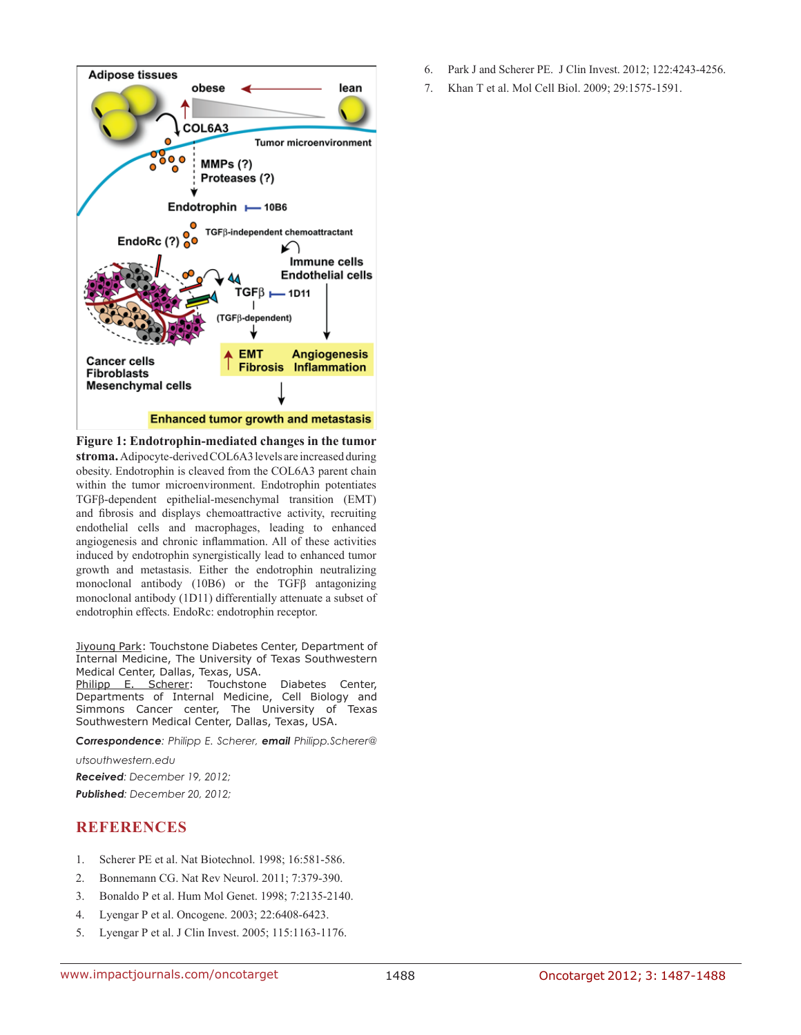Adipose tissues

obese

lean

COL6A3

Tumor microenvironment

MMPs (?)

Proteases (?)

Endotrophin

10B6

TGFβ-independent chemoattractant

EndoRc (?)

Immune cells

Endothelial cells

TGFβ

1D11

(TGFβ-dependent)

Cancer cells

Fibroblasts

Mesenchymal cells

EMT

Fibrosis

Angiogenesis

Inflammation

Enhanced tumor growth and metastasis

**Figure 1: Endotrophin-mediated changes in the tumor stroma.** Adipocyte-derived COL6A3 levels are increased during obesity. Endotrophin is cleaved from the COL6A3 parent chain within the tumor microenvironment. Endotrophin potentiates TGFβ-dependent epithelial-mesenchymal transition (EMT) and fibrosis and displays chemoattractive activity, recruiting endothelial cells and macrophages, leading to enhanced angiogenesis and chronic inflammation. All of these activities induced by endotrophin synergistically lead to enhanced tumor growth and metastasis. Either the endotrophin neutralizing monoclonal antibody (10B6) or the TGFβ antagonizing monoclonal antibody (1D11) differentially attenuate a subset of endotrophin effects. EndoRc: endotrophin receptor.

Jiyoung Park: Touchstone Diabetes Center, Department of Internal Medicine, The University of Texas Southwestern Medical Center, Dallas, Texas, USA.

Philipp E. Scherer: Touchstone Diabetes Center, Departments of Internal Medicine, Cell Biology and Simmons Cancer center, The University of Texas Southwestern Medical Center, Dallas, Texas, USA.

***Correspondence***: *Philipp E. Scherer,* ***email*** *Philipp.Scherer@utsouthwestern.edu*

***Received***: *December 19, 2012;*

***Published***: *December 20, 2012;*

## REFERENCES

1. Scherer PE et al. Nat Biotechnol. 1998; 16:581-586.
2. Bonnemann CG. Nat Rev Neurol. 2011; 7:379-390.
3. Bonaldo P et al. Hum Mol Genet. 1998; 7:2135-2140.
4. Lyengar P et al. Oncogene. 2003; 22:6408-6423.
5. Lyengar P et al. J Clin Invest. 2005; 115:1163-1176.
6. Park J and Scherer PE. J Clin Invest. 2012; 122:4243-4256.
7. Khan T et al. Mol Cell Biol. 2009; 29:1575-1591.